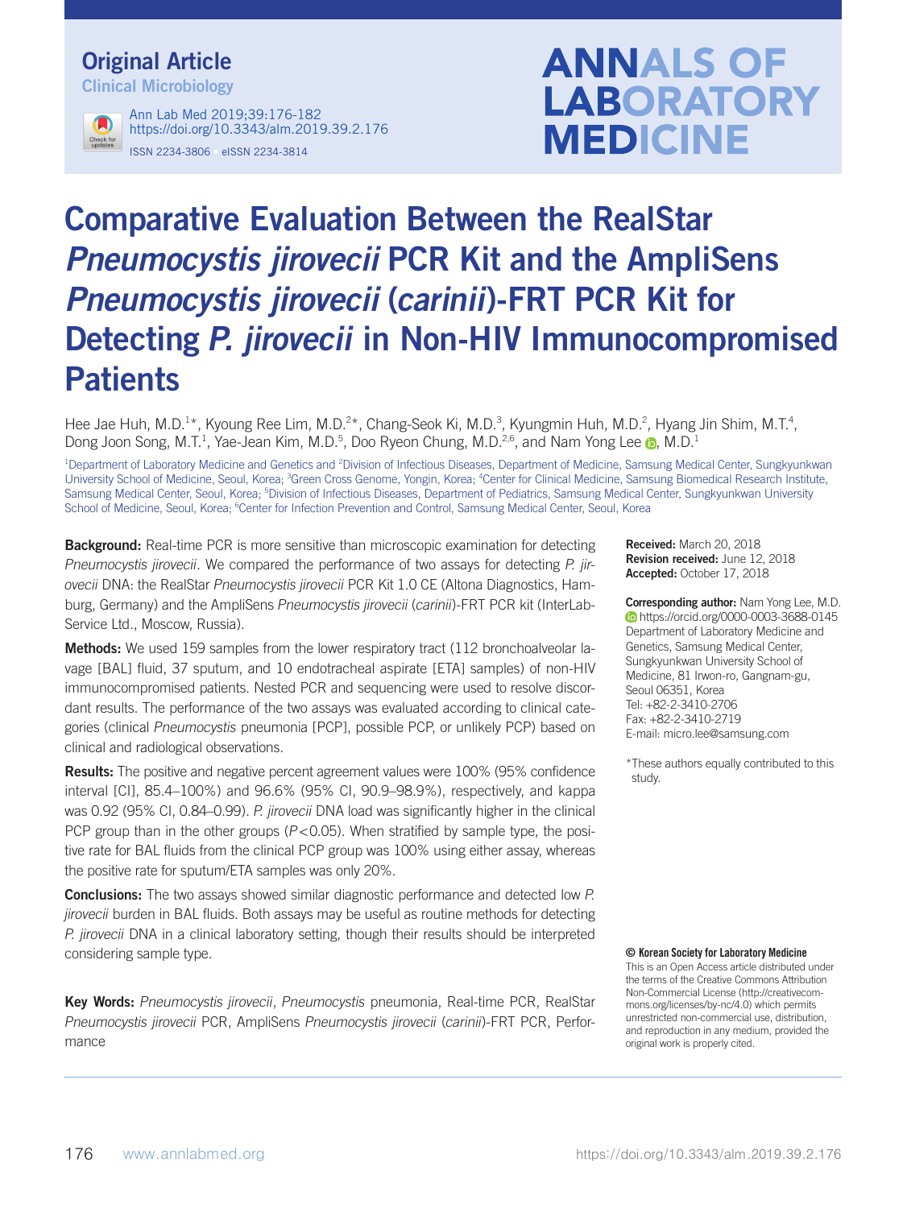Original Article

Clinical Microbiology

# Comparative Evaluation Between the RealStar *Pneumocystis jirovecii* PCR Kit and the AmpliSens *Pneumocystis jirovecii* (*carinii*)-FRT PCR Kit for Detecting *P. jirovecii* in Non-HIV Immunocompromised Patients

Hee Jae Huh, M.D.[1*], Kyoung Ree Lim, M.D.[2*], Chang-Seok Ki, M.D.[3], Kyungmin Huh, M.D.[2], Hyang Jin Shim, M.T.[4], Dong Joon Song, M.T.[1], Yae-Jean Kim, M.D.[5], Doo Ryeon Chung, M.D.[2,6], and Nam Yong Lee, M.D.[1]

[1]Department of Laboratory Medicine and Genetics and [2]Division of Infectious Diseases, Department of Medicine, Samsung Medical Center, Sungkyunkwan University School of Medicine, Seoul, Korea; [3]Green Cross Genome, Yongin, Korea; [4]Center for Clinical Medicine, Samsung Biomedical Research Institute, Samsung Medical Center, Seoul, Korea; [5]Division of Infectious Diseases, Department of Pediatrics, Samsung Medical Center, Sungkyunkwan University School of Medicine, Seoul, Korea; [6]Center for Infection Prevention and Control, Samsung Medical Center, Seoul, Korea

**Background:** Real-time PCR is more sensitive than microscopic examination for detecting *Pneumocystis jirovecii*. We compared the performance of two assays for detecting *P. jirovecii* DNA: the RealStar *Pneumocystis jirovecii* PCR Kit 1.0 CE (Altona Diagnostics, Hamburg, Germany) and the AmpliSens *Pneumocystis jirovecii* (*carinii*)-FRT PCR kit (InterLabService Ltd., Moscow, Russia).

**Methods:** We used 159 samples from the lower respiratory tract (112 bronchoalveolar lavage [BAL] fluid, 37 sputum, and 10 endotracheal aspirate [ETA] samples) of non-HIV immunocompromised patients. Nested PCR and sequencing were used to resolve discordant results. The performance of the two assays was evaluated according to clinical categories (clinical *Pneumocystis* pneumonia [PCP], possible PCP, or unlikely PCP) based on clinical and radiological observations.

**Results:** The positive and negative percent agreement values were 100% (95% confidence interval [CI], 85.4–100%) and 96.6% (95% CI, 90.9–98.9%), respectively, and kappa was 0.92 (95% CI, 0.84–0.99). *P. jirovecii* DNA load was significantly higher in the clinical PCP group than in the other groups ($P<0.05$). When stratified by sample type, the positive rate for BAL fluids from the clinical PCP group was 100% using either assay, whereas the positive rate for sputum/ETA samples was only 20%.

**Conclusions:** The two assays showed similar diagnostic performance and detected low *P. jirovecii* burden in BAL fluids. Both assays may be useful as routine methods for detecting *P. jirovecii* DNA in a clinical laboratory setting, though their results should be interpreted considering sample type.

**Key Words:** *Pneumocystis jirovecii*, *Pneumocystis* pneumonia, Real-time PCR, RealStar *Pneumocystis jirovecii* PCR, AmpliSens *Pneumocystis jirovecii* (*carinii*)-FRT PCR, Performance

**Received:** March 20, 2018
**Revision received:** June 12, 2018
**Accepted:** October 17, 2018

**Corresponding author:** Nam Yong Lee, M.D.
https://orcid.org/0000-0003-3688-0145
Department of Laboratory Medicine and Genetics, Samsung Medical Center, Sungkyunkwan University School of Medicine, 81 Irwon-ro, Gangnam-gu, Seoul 06351, Korea
Tel: +82-2-3410-2706
Fax: +82-2-3410-2719
E-mail: micro.lee@samsung.com

*These authors equally contributed to this study.

**© Korean Society for Laboratory Medicine**
This is an Open Access article distributed under the terms of the Creative Commons Attribution Non-Commercial License (http://creativecommons.org/licenses/by-nc/4.0) which permits unrestricted non-commercial use, distribution, and reproduction in any medium, provided the original work is properly cited.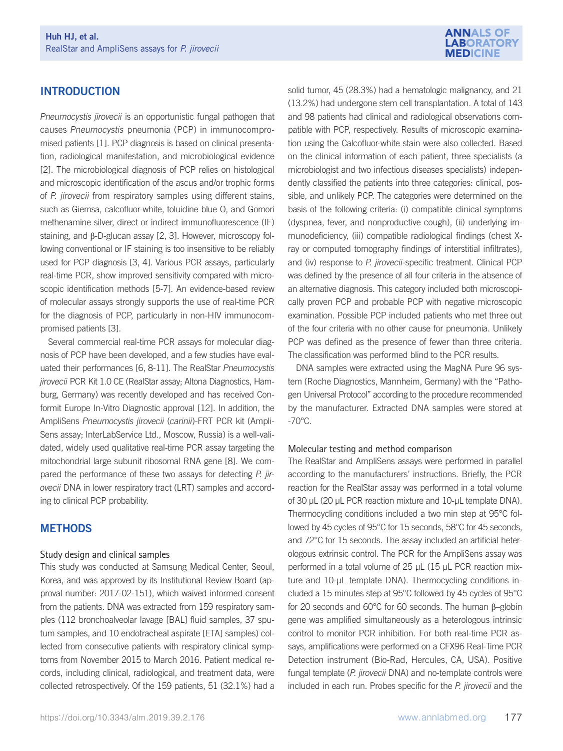## INTRODUCTION

*Pneumocystis jirovecii* is an opportunistic fungal pathogen that causes *Pneumocystis* pneumonia (PCP) in immunocompromised patients [1]. PCP diagnosis is based on clinical presentation, radiological manifestation, and microbiological evidence [2]. The microbiological diagnosis of PCP relies on histological and microscopic identification of the ascus and/or trophic forms of *P. jirovecii* from respiratory samples using different stains, such as Giemsa, calcofluor-white, toluidine blue O, and Gomori methenamine silver, direct or indirect immunofluorescence (IF) staining, and β-D-glucan assay [2, 3]. However, microscopy following conventional or IF staining is too insensitive to be reliably used for PCP diagnosis [3, 4]. Various PCR assays, particularly real-time PCR, show improved sensitivity compared with microscopic identification methods [5-7]. An evidence-based review of molecular assays strongly supports the use of real-time PCR for the diagnosis of PCP, particularly in non-HIV immunocompromised patients [3].

Several commercial real-time PCR assays for molecular diagnosis of PCP have been developed, and a few studies have evaluated their performances [6, 8-11]. The RealStar *Pneumocystis jirovecii* PCR Kit 1.0 CE (RealStar assay; Altona Diagnostics, Hamburg, Germany) was recently developed and has received Conformit Europe In-Vitro Diagnostic approval [12]. In addition, the AmpliSens *Pneumocystis jirovecii* (*carinii*)-FRT PCR kit (AmpliSens assay; InterLabService Ltd., Moscow, Russia) is a well-validated, widely used qualitative real-time PCR assay targeting the mitochondrial large subunit ribosomal RNA gene [8]. We compared the performance of these two assays for detecting *P. jirovecii* DNA in lower respiratory tract (LRT) samples and according to clinical PCP probability.

## METHODS

### Study design and clinical samples

This study was conducted at Samsung Medical Center, Seoul, Korea, and was approved by its Institutional Review Board (approval number: 2017-02-151), which waived informed consent from the patients. DNA was extracted from 159 respiratory samples (112 bronchoalveolar lavage [BAL] fluid samples, 37 sputum samples, and 10 endotracheal aspirate [ETA] samples) collected from consecutive patients with respiratory clinical symptoms from November 2015 to March 2016. Patient medical records, including clinical, radiological, and treatment data, were collected retrospectively. Of the 159 patients, 51 (32.1%) had a solid tumor, 45 (28.3%) had a hematologic malignancy, and 21 (13.2%) had undergone stem cell transplantation. A total of 143 and 98 patients had clinical and radiological observations compatible with PCP, respectively. Results of microscopic examination using the Calcofluor-white stain were also collected. Based on the clinical information of each patient, three specialists (a microbiologist and two infectious diseases specialists) independently classified the patients into three categories: clinical, possible, and unlikely PCP. The categories were determined on the basis of the following criteria: (i) compatible clinical symptoms (dyspnea, fever, and nonproductive cough), (ii) underlying immunodeficiency, (iii) compatible radiological findings (chest X-ray or computed tomography findings of interstitial infiltrates), and (iv) response to *P. jirovecii*-specific treatment. Clinical PCP was defined by the presence of all four criteria in the absence of an alternative diagnosis. This category included both microscopically proven PCP and probable PCP with negative microscopic examination. Possible PCP included patients who met three out of the four criteria with no other cause for pneumonia. Unlikely PCP was defined as the presence of fewer than three criteria. The classification was performed blind to the PCR results.

DNA samples were extracted using the MagNA Pure 96 system (Roche Diagnostics, Mannheim, Germany) with the "Pathogen Universal Protocol" according to the procedure recommended by the manufacturer. Extracted DNA samples were stored at -70°C.

### Molecular testing and method comparison

The RealStar and AmpliSens assays were performed in parallel according to the manufacturers' instructions. Briefly, the PCR reaction for the RealStar assay was performed in a total volume of 30 μL (20 μL PCR reaction mixture and 10-μL template DNA). Thermocycling conditions included a two min step at 95°C followed by 45 cycles of 95°C for 15 seconds, 58°C for 45 seconds, and 72°C for 15 seconds. The assay included an artificial heterologous extrinsic control. The PCR for the AmpliSens assay was performed in a total volume of 25 μL (15 μL PCR reaction mixture and 10-μL template DNA). Thermocycling conditions included a 15 minutes step at 95°C followed by 45 cycles of 95°C for 20 seconds and 60°C for 60 seconds. The human β–globin gene was amplified simultaneously as a heterologous intrinsic control to monitor PCR inhibition. For both real-time PCR assays, amplifications were performed on a CFX96 Real-Time PCR Detection instrument (Bio-Rad, Hercules, CA, USA). Positive fungal template (*P. jirovecii* DNA) and no-template controls were included in each run. Probes specific for the *P. jirovecii* and the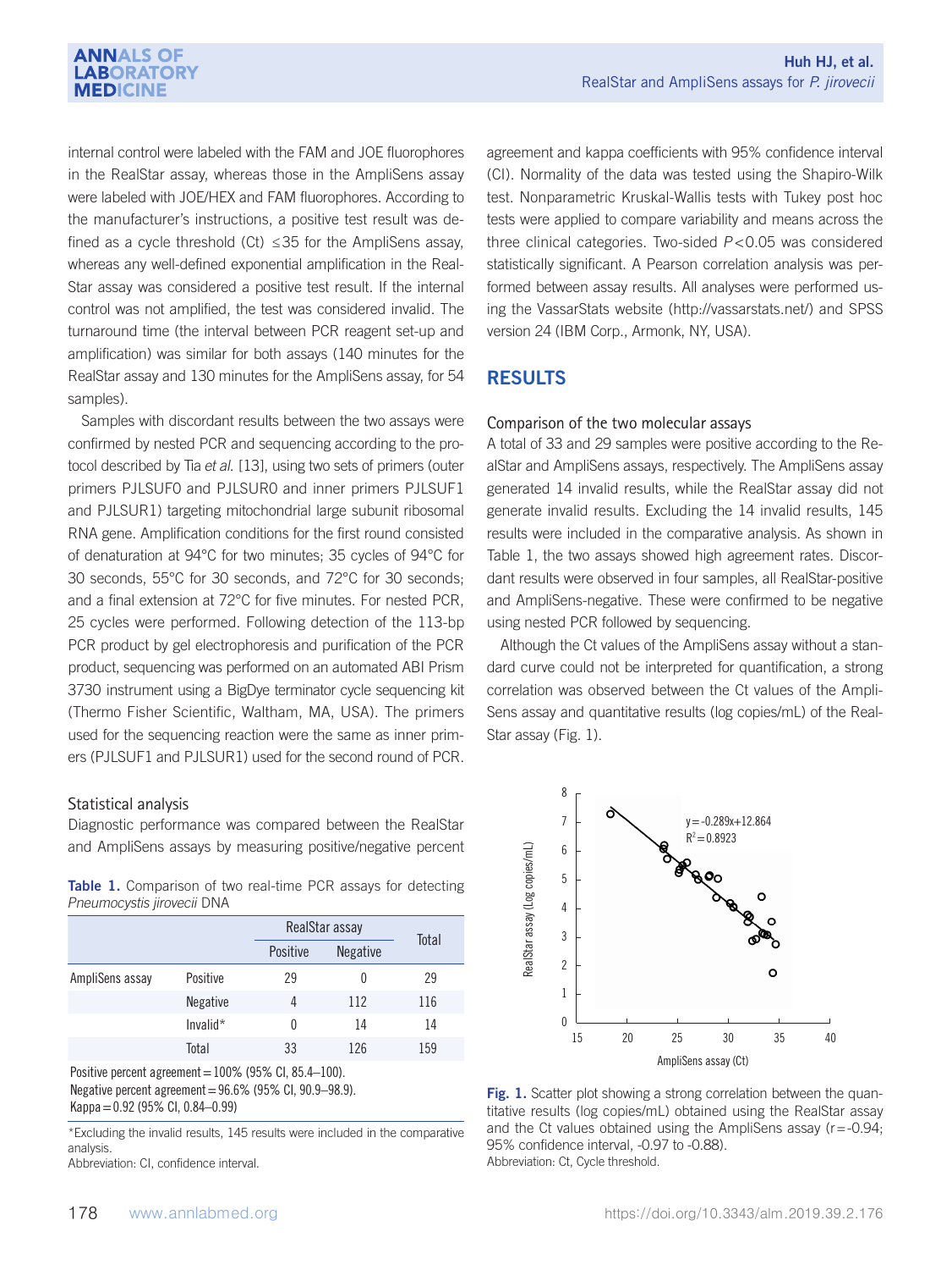internal control were labeled with the FAM and JOE fluorophores in the RealStar assay, whereas those in the AmpliSens assay were labeled with JOE/HEX and FAM fluorophores. According to the manufacturer's instructions, a positive test result was defined as a cycle threshold (Ct) ≤35 for the AmpliSens assay, whereas any well-defined exponential amplification in the RealStar assay was considered a positive test result. If the internal control was not amplified, the test was considered invalid. The turnaround time (the interval between PCR reagent set-up and amplification) was similar for both assays (140 minutes for the RealStar assay and 130 minutes for the AmpliSens assay, for 54 samples).

Samples with discordant results between the two assays were confirmed by nested PCR and sequencing according to the protocol described by Tia *et al*. [13], using two sets of primers (outer primers PJLSUF0 and PJLSUR0 and inner primers PJLSUF1 and PJLSUR1) targeting mitochondrial large subunit ribosomal RNA gene. Amplification conditions for the first round consisted of denaturation at 94°C for two minutes; 35 cycles of 94°C for 30 seconds, 55°C for 30 seconds, and 72°C for 30 seconds; and a final extension at 72°C for five minutes. For nested PCR, 25 cycles were performed. Following detection of the 113-bp PCR product by gel electrophoresis and purification of the PCR product, sequencing was performed on an automated ABI Prism 3730 instrument using a BigDye terminator cycle sequencing kit (Thermo Fisher Scientific, Waltham, MA, USA). The primers used for the sequencing reaction were the same as inner primers (PJLSUF1 and PJLSUR1) used for the second round of PCR.

### Statistical analysis

Diagnostic performance was compared between the RealStar and AmpliSens assays by measuring positive/negative percent agreement and kappa coefficients with 95% confidence interval (CI). Normality of the data was tested using the Shapiro-Wilk test. Nonparametric Kruskal-Wallis tests with Tukey post hoc tests were applied to compare variability and means across the three clinical categories. Two-sided $P<0.05$ was considered statistically significant. A Pearson correlation analysis was performed between assay results. All analyses were performed using the VassarStats website (http://vassarstats.net/) and SPSS version 24 (IBM Corp., Armonk, NY, USA).

**Table 1.** Comparison of two real-time PCR assays for detecting *Pneumocystis jirovecii* DNA

| | | RealStar assay | | Total |
|---|---|---|---|---|
| | | Positive | Negative | |
| AmpliSens assay | Positive | 29 | 0 | 29 |
| | Negative | 4 | 112 | 116 |
| | Invalid* | 0 | 14 | 14 |
| | Total | 33 | 126 | 159 |

Positive percent agreement = 100% (95% CI, 85.4–100).
Negative percent agreement = 96.6% (95% CI, 90.9–98.9).
Kappa = 0.92 (95% CI, 0.84–0.99)

*Excluding the invalid results, 145 results were included in the comparative analysis.
Abbreviation: CI, confidence interval.

## RESULTS

### Comparison of the two molecular assays

A total of 33 and 29 samples were positive according to the RealStar and AmpliSens assays, respectively. The AmpliSens assay generated 14 invalid results, while the RealStar assay did not generate invalid results. Excluding the 14 invalid results, 145 results were included in the comparative analysis. As shown in Table 1, the two assays showed high agreement rates. Discordant results were observed in four samples, all RealStar-positive and AmpliSens-negative. These were confirmed to be negative using nested PCR followed by sequencing.

Although the Ct values of the AmpliSens assay without a standard curve could not be interpreted for quantification, a strong correlation was observed between the Ct values of the AmpliSens assay and quantitative results (log copies/mL) of the RealStar assay (Fig. 1).

**Fig. 1.** Scatter plot showing a strong correlation between the quantitative results (log copies/mL) obtained using the RealStar assay and the Ct values obtained using the AmpliSens assay (r = -0.94; 95% confidence interval, -0.97 to -0.88).
Abbreviation: Ct, Cycle threshold.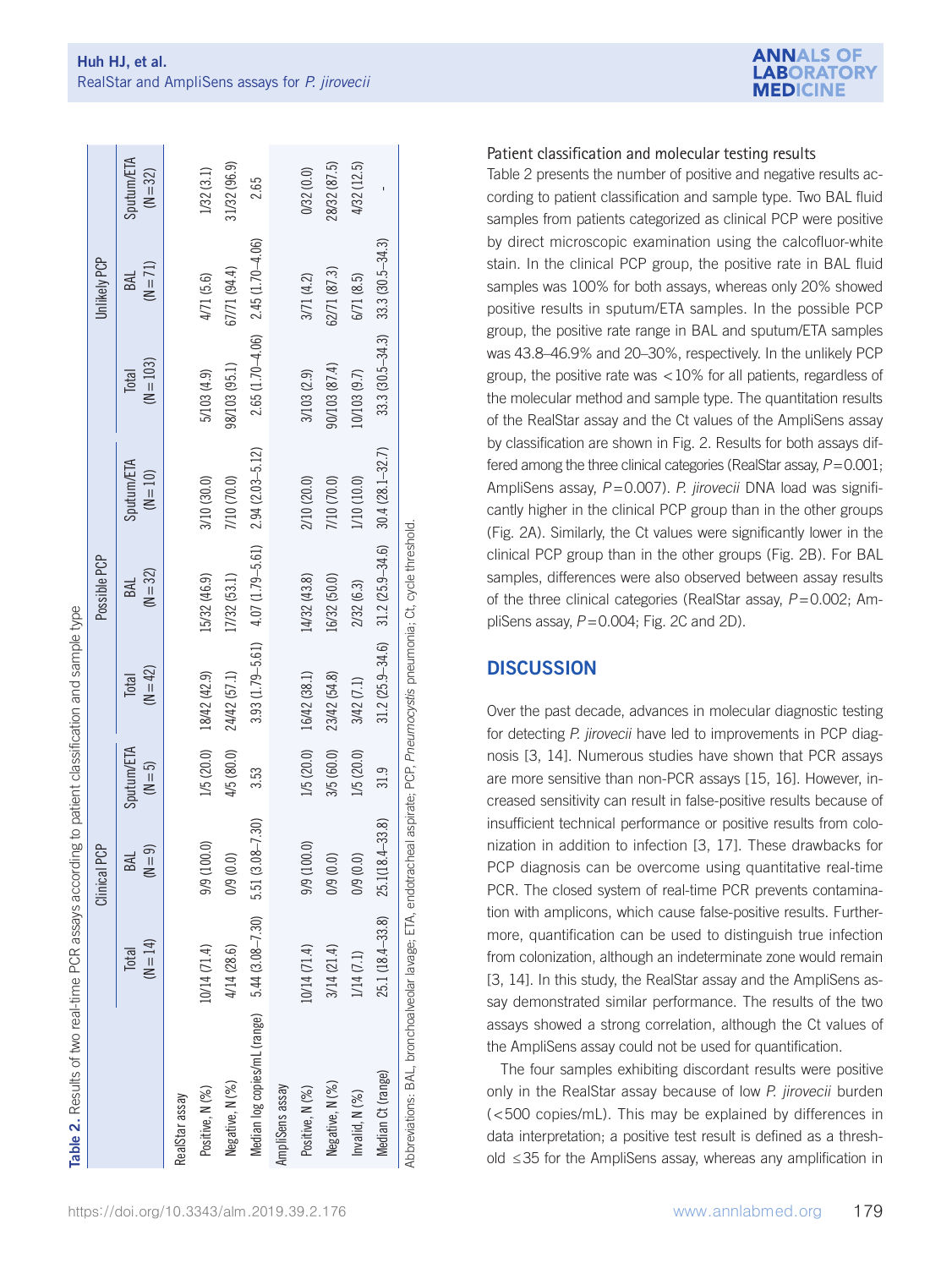**Table 2.** Results of two real-time PCR assays according to patient classification and sample type

| | Clinical PCP | | | Possible PCP | | | Unlikely PCP | | |
|---|---|---|---|---|---|---|---|---|---|
| | Total (N=14) | BAL (N=9) | Sputum/ETA (N=5) | Total (N=42) | BAL (N=32) | Sputum/ETA (N=10) | Total (N=103) | BAL (N=71) | Sputum/ETA (N=32) |
| RealStar assay | | | | | | | | | |
| Positive, N (%) | 10/14 (71.4) | 9/9 (100.0) | 1/5 (20.0) | 18/42 (42.9) | 15/32 (46.9) | 3/10 (30.0) | 5/103 (4.9) | 4/71 (5.6) | 1/32 (3.1) |
| Negative, N (%) | 4/14 (28.6) | 0/9 (0.0) | 4/5 (80.0) | 24/42 (57.1) | 17/32 (53.1) | 7/10 (70.0) | 98/103 (95.1) | 67/71 (94.4) | 31/32 (96.9) |
| Median log copies/mL (range) | 5.44 (3.08–7.30) | 5.51 (3.08–7.30) | 3.53 | 3.93 (1.79–5.61) | 4.07 (1.79–5.61) | 2.94 (2.03–5.12) | 2.65 (1.70–4.06) | 2.45 (1.70–4.06) | 2.65 |
| AmpliSens assay | | | | | | | | | |
| Positive, N (%) | 10/14 (71.4) | 9/9 (100.0) | 1/5 (20.0) | 16/42 (38.1) | 14/32 (43.8) | 2/10 (20.0) | 3/103 (2.9) | 3/71 (4.2) | 0/32 (0.0) |
| Negative, N (%) | 3/14 (21.4) | 0/9 (0.0) | 3/5 (60.0) | 23/42 (54.8) | 16/32 (50.0) | 7/10 (70.0) | 90/103 (87.4) | 62/71 (87.3) | 28/32 (87.5) |
| Invalid, N (%) | 1/14 (7.1) | 0/9 (0.0) | 1/5 (20.0) | 3/42 (7.1) | 2/32 (6.3) | 1/10 (10.0) | 10/103 (9.7) | 6/71 (8.5) | 4/32 (12.5) |
| Median Ct (range) | 25.1 (18.4–33.8) | 25.1(18.4–33.8) | 31.9 | 31.2 (25.9–34.6) | 31.2 (25.9–34.6) | 30.4 (28.1–32.7) | 33.3 (30.5–34.3) | 33.3 (30.5–34.3) | - |

Abbreviations: BAL, bronchoalveolar lavage; ETA, endotracheal aspirate; PCP, *Pneumocystis* pneumonia; Ct, cycle threshold.

### Patient classification and molecular testing results

Table 2 presents the number of positive and negative results according to patient classification and sample type. Two BAL fluid samples from patients categorized as clinical PCP were positive by direct microscopic examination using the calcofluor-white stain. In the clinical PCP group, the positive rate in BAL fluid samples was 100% for both assays, whereas only 20% showed positive results in sputum/ETA samples. In the possible PCP group, the positive rate range in BAL and sputum/ETA samples was 43.8–46.9% and 20–30%, respectively. In the unlikely PCP group, the positive rate was <10% for all patients, regardless of the molecular method and sample type. The quantitation results of the RealStar assay and the Ct values of the AmpliSens assay by classification are shown in Fig. 2. Results for both assays differed among the three clinical categories (RealStar assay, $P=0.001$; AmpliSens assay, $P=0.007$). *P. jirovecii* DNA load was significantly higher in the clinical PCP group than in the other groups (Fig. 2A). Similarly, the Ct values were significantly lower in the clinical PCP group than in the other groups (Fig. 2B). For BAL samples, differences were also observed between assay results of the three clinical categories (RealStar assay, $P=0.002$; AmpliSens assay, $P=0.004$; Fig. 2C and 2D).

## DISCUSSION

Over the past decade, advances in molecular diagnostic testing for detecting *P. jirovecii* have led to improvements in PCP diagnosis [3, 14]. Numerous studies have shown that PCR assays are more sensitive than non-PCR assays [15, 16]. However, increased sensitivity can result in false-positive results because of insufficient technical performance or positive results from colonization in addition to infection [3, 17]. These drawbacks for PCP diagnosis can be overcome using quantitative real-time PCR. The closed system of real-time PCR prevents contamination with amplicons, which cause false-positive results. Furthermore, quantification can be used to distinguish true infection from colonization, although an indeterminate zone would remain [3, 14]. In this study, the RealStar assay and the AmpliSens assay demonstrated similar performance. The results of the two assays showed a strong correlation, although the Ct values of the AmpliSens assay could not be used for quantification.

The four samples exhibiting discordant results were positive only in the RealStar assay because of low *P. jirovecii* burden (<500 copies/mL). This may be explained by differences in data interpretation; a positive test result is defined as a threshold ≤35 for the AmpliSens assay, whereas any amplification in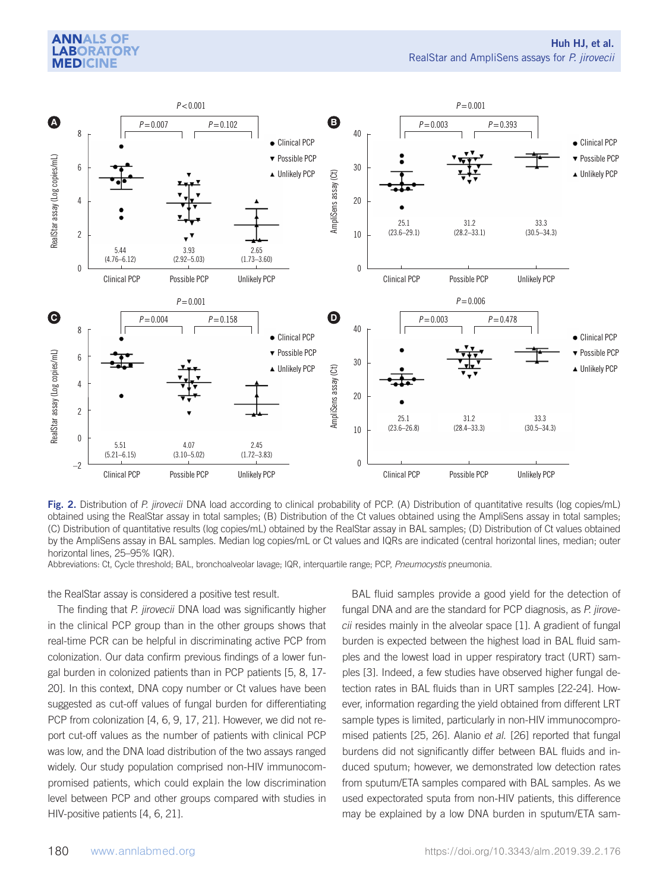**Fig. 2.** Distribution of *P. jirovecii* DNA load according to clinical probability of PCP. (A) Distribution of quantitative results (log copies/mL) obtained using the RealStar assay in total samples; (B) Distribution of the Ct values obtained using the AmpliSens assay in total samples; (C) Distribution of quantitative results (log copies/mL) obtained by the RealStar assay in BAL samples; (D) Distribution of Ct values obtained by the AmpliSens assay in BAL samples. Median log copies/mL or Ct values and IQRs are indicated (central horizontal lines, median; outer horizontal lines, 25–95% IQR).

Abbreviations: Ct, Cycle threshold; BAL, bronchoalveolar lavage; IQR, interquartile range; PCP, *Pneumocystis* pneumonia.

the RealStar assay is considered a positive test result.

The finding that *P. jirovecii* DNA load was significantly higher in the clinical PCP group than in the other groups shows that real-time PCR can be helpful in discriminating active PCP from colonization. Our data confirm previous findings of a lower fungal burden in colonized patients than in PCP patients [5, 8, 17-20]. In this context, DNA copy number or Ct values have been suggested as cut-off values of fungal burden for differentiating PCP from colonization [4, 6, 9, 17, 21]. However, we did not report cut-off values as the number of patients with clinical PCP was low, and the DNA load distribution of the two assays ranged widely. Our study population comprised non-HIV immunocompromised patients, which could explain the low discrimination level between PCP and other groups compared with studies in HIV-positive patients [4, 6, 21].

BAL fluid samples provide a good yield for the detection of fungal DNA and are the standard for PCP diagnosis, as *P. jirovecii* resides mainly in the alveolar space [1]. A gradient of fungal burden is expected between the highest load in BAL fluid samples and the lowest load in upper respiratory tract (URT) samples [3]. Indeed, a few studies have observed higher fungal detection rates in BAL fluids than in URT samples [22-24]. However, information regarding the yield obtained from different LRT sample types is limited, particularly in non-HIV immunocompromised patients [25, 26]. Alanio *et al.* [26] reported that fungal burdens did not significantly differ between BAL fluids and induced sputum; however, we demonstrated low detection rates from sputum/ETA samples compared with BAL samples. As we used expectorated sputa from non-HIV patients, this difference may be explained by a low DNA burden in sputum/ETA sam-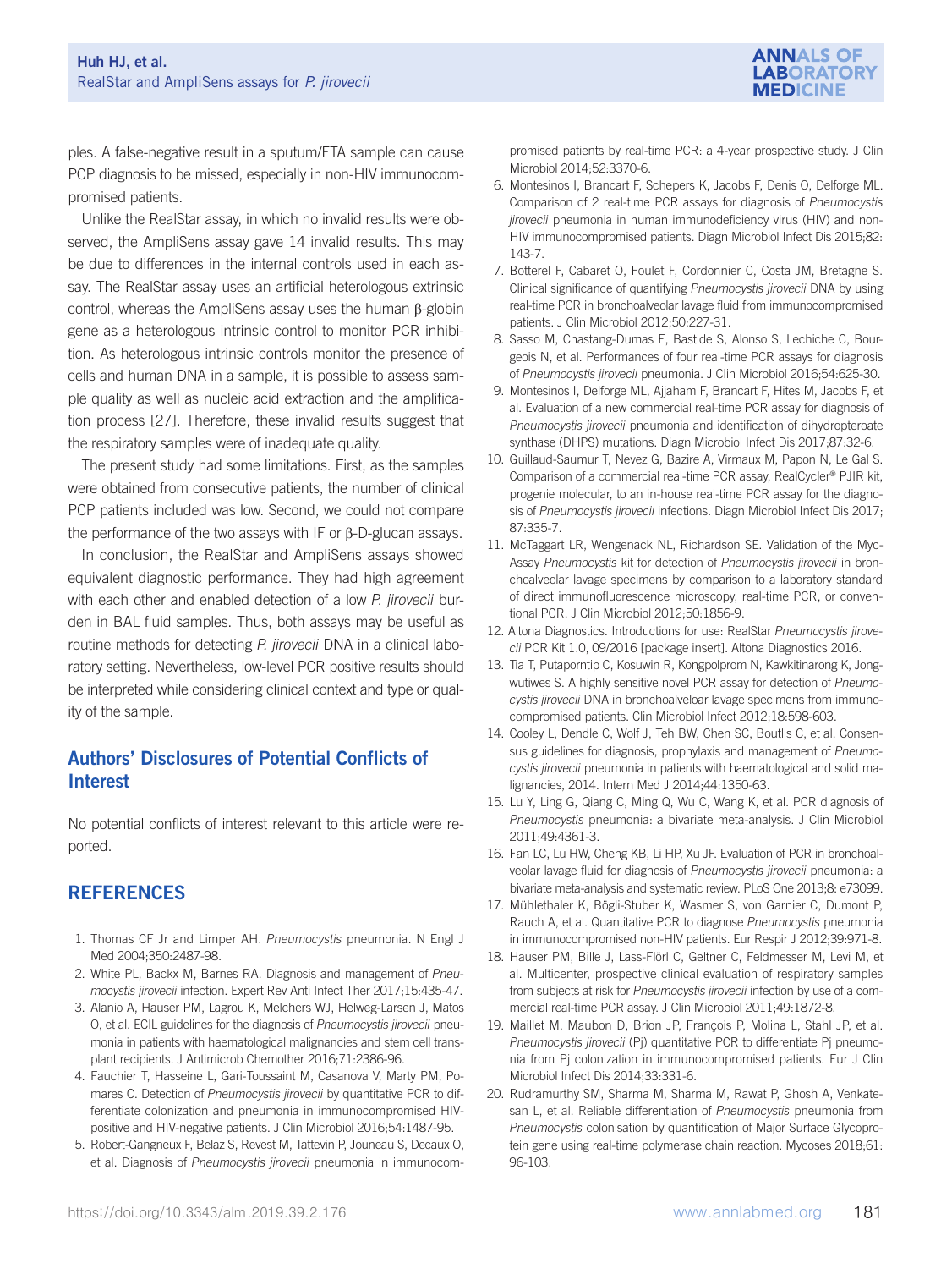ples. A false-negative result in a sputum/ETA sample can cause PCP diagnosis to be missed, especially in non-HIV immunocompromised patients.

Unlike the RealStar assay, in which no invalid results were observed, the AmpliSens assay gave 14 invalid results. This may be due to differences in the internal controls used in each assay. The RealStar assay uses an artificial heterologous extrinsic control, whereas the AmpliSens assay uses the human β-globin gene as a heterologous intrinsic control to monitor PCR inhibition. As heterologous intrinsic controls monitor the presence of cells and human DNA in a sample, it is possible to assess sample quality as well as nucleic acid extraction and the amplification process [27]. Therefore, these invalid results suggest that the respiratory samples were of inadequate quality.

The present study had some limitations. First, as the samples were obtained from consecutive patients, the number of clinical PCP patients included was low. Second, we could not compare the performance of the two assays with IF or β-D-glucan assays.

In conclusion, the RealStar and AmpliSens assays showed equivalent diagnostic performance. They had high agreement with each other and enabled detection of a low *P. jirovecii* burden in BAL fluid samples. Thus, both assays may be useful as routine methods for detecting *P. jirovecii* DNA in a clinical laboratory setting. Nevertheless, low-level PCR positive results should be interpreted while considering clinical context and type or quality of the sample.

## Authors' Disclosures of Potential Conflicts of Interest

No potential conflicts of interest relevant to this article were reported.

## REFERENCES

1. Thomas CF Jr and Limper AH. *Pneumocystis* pneumonia. N Engl J Med 2004;350:2487-98.
2. White PL, Backx M, Barnes RA. Diagnosis and management of *Pneumocystis jirovecii* infection. Expert Rev Anti Infect Ther 2017;15:435-47.
3. Alanio A, Hauser PM, Lagrou K, Melchers WJ, Helweg-Larsen J, Matos O, et al. ECIL guidelines for the diagnosis of *Pneumocystis jirovecii* pneumonia in patients with haematological malignancies and stem cell transplant recipients. J Antimicrob Chemother 2016;71:2386-96.
4. Fauchier T, Hasseine L, Gari-Toussaint M, Casanova V, Marty PM, Pomares C. Detection of *Pneumocystis jirovecii* by quantitative PCR to differentiate colonization and pneumonia in immunocompromised HIV-positive and HIV-negative patients. J Clin Microbiol 2016;54:1487-95.
5. Robert-Gangneux F, Belaz S, Revest M, Tattevin P, Jouneau S, Decaux O, et al. Diagnosis of *Pneumocystis jirovecii* pneumonia in immunocompromised patients by real-time PCR: a 4-year prospective study. J Clin Microbiol 2014;52:3370-6.
6. Montesinos I, Brancart F, Schepers K, Jacobs F, Denis O, Delforge ML. Comparison of 2 real-time PCR assays for diagnosis of *Pneumocystis jirovecii* pneumonia in human immunodeficiency virus (HIV) and non-HIV immunocompromised patients. Diagn Microbiol Infect Dis 2015;82:143-7.
7. Botterel F, Cabaret O, Foulet F, Cordonnier C, Costa JM, Bretagne S. Clinical significance of quantifying *Pneumocystis jirovecii* DNA by using real-time PCR in bronchoalveolar lavage fluid from immunocompromised patients. J Clin Microbiol 2012;50:227-31.
8. Sasso M, Chastang-Dumas E, Bastide S, Alonso S, Lechiche C, Bourgeois N, et al. Performances of four real-time PCR assays for diagnosis of *Pneumocystis jirovecii* pneumonia. J Clin Microbiol 2016;54:625-30.
9. Montesinos I, Delforge ML, Ajjaham F, Brancart F, Hites M, Jacobs F, et al. Evaluation of a new commercial real-time PCR assay for diagnosis of *Pneumocystis jirovecii* pneumonia and identification of dihydropteroate synthase (DHPS) mutations. Diagn Microbiol Infect Dis 2017;87:32-6.
10. Guillaud-Saumur T, Nevez G, Bazire A, Virmaux M, Papon N, Le Gal S. Comparison of a commercial real-time PCR assay, RealCycler® PJIR kit, progenie molecular, to an in-house real-time PCR assay for the diagnosis of *Pneumocystis jirovecii* infections. Diagn Microbiol Infect Dis 2017;87:335-7.
11. McTaggart LR, Wengenack NL, Richardson SE. Validation of the MycAssay *Pneumocystis* kit for detection of *Pneumocystis jirovecii* in bronchoalveolar lavage specimens by comparison to a laboratory standard of direct immunofluorescence microscopy, real-time PCR, or conventional PCR. J Clin Microbiol 2012;50:1856-9.
12. Altona Diagnostics. Introductions for use: RealStar *Pneumocystis jirovecii* PCR Kit 1.0, 09/2016 [package insert]. Altona Diagnostics 2016.
13. Tia T, Putaporntip C, Kosuwin R, Kongpolprom N, Kawkitinarong K, Jongwutiwes S. A highly sensitive novel PCR assay for detection of *Pneumocystis jirovecii* DNA in bronchoalveloar lavage specimens from immunocompromised patients. Clin Microbiol Infect 2012;18:598-603.
14. Cooley L, Dendle C, Wolf J, Teh BW, Chen SC, Boutlis C, et al. Consensus guidelines for diagnosis, prophylaxis and management of *Pneumocystis jirovecii* pneumonia in patients with haematological and solid malignancies, 2014. Intern Med J 2014;44:1350-63.
15. Lu Y, Ling G, Qiang C, Ming Q, Wu C, Wang K, et al. PCR diagnosis of *Pneumocystis* pneumonia: a bivariate meta-analysis. J Clin Microbiol 2011;49:4361-3.
16. Fan LC, Lu HW, Cheng KB, Li HP, Xu JF. Evaluation of PCR in bronchoalveolar lavage fluid for diagnosis of *Pneumocystis jirovecii* pneumonia: a bivariate meta-analysis and systematic review. PLoS One 2013;8: e73099.
17. Mühlethaler K, Bögli-Stuber K, Wasmer S, von Garnier C, Dumont P, Rauch A, et al. Quantitative PCR to diagnose *Pneumocystis* pneumonia in immunocompromised non-HIV patients. Eur Respir J 2012;39:971-8.
18. Hauser PM, Bille J, Lass-Flörl C, Geltner C, Feldmesser M, Levi M, et al. Multicenter, prospective clinical evaluation of respiratory samples from subjects at risk for *Pneumocystis jirovecii* infection by use of a commercial real-time PCR assay. J Clin Microbiol 2011;49:1872-8.
19. Maillet M, Maubon D, Brion JP, François P, Molina L, Stahl JP, et al. *Pneumocystis jirovecii* (Pj) quantitative PCR to differentiate Pj pneumonia from Pj colonization in immunocompromised patients. Eur J Clin Microbiol Infect Dis 2014;33:331-6.
20. Rudramurthy SM, Sharma M, Sharma M, Rawat P, Ghosh A, Venkatesan L, et al. Reliable differentiation of *Pneumocystis* pneumonia from *Pneumocystis* colonisation by quantification of Major Surface Glycoprotein gene using real-time polymerase chain reaction. Mycoses 2018;61:96-103.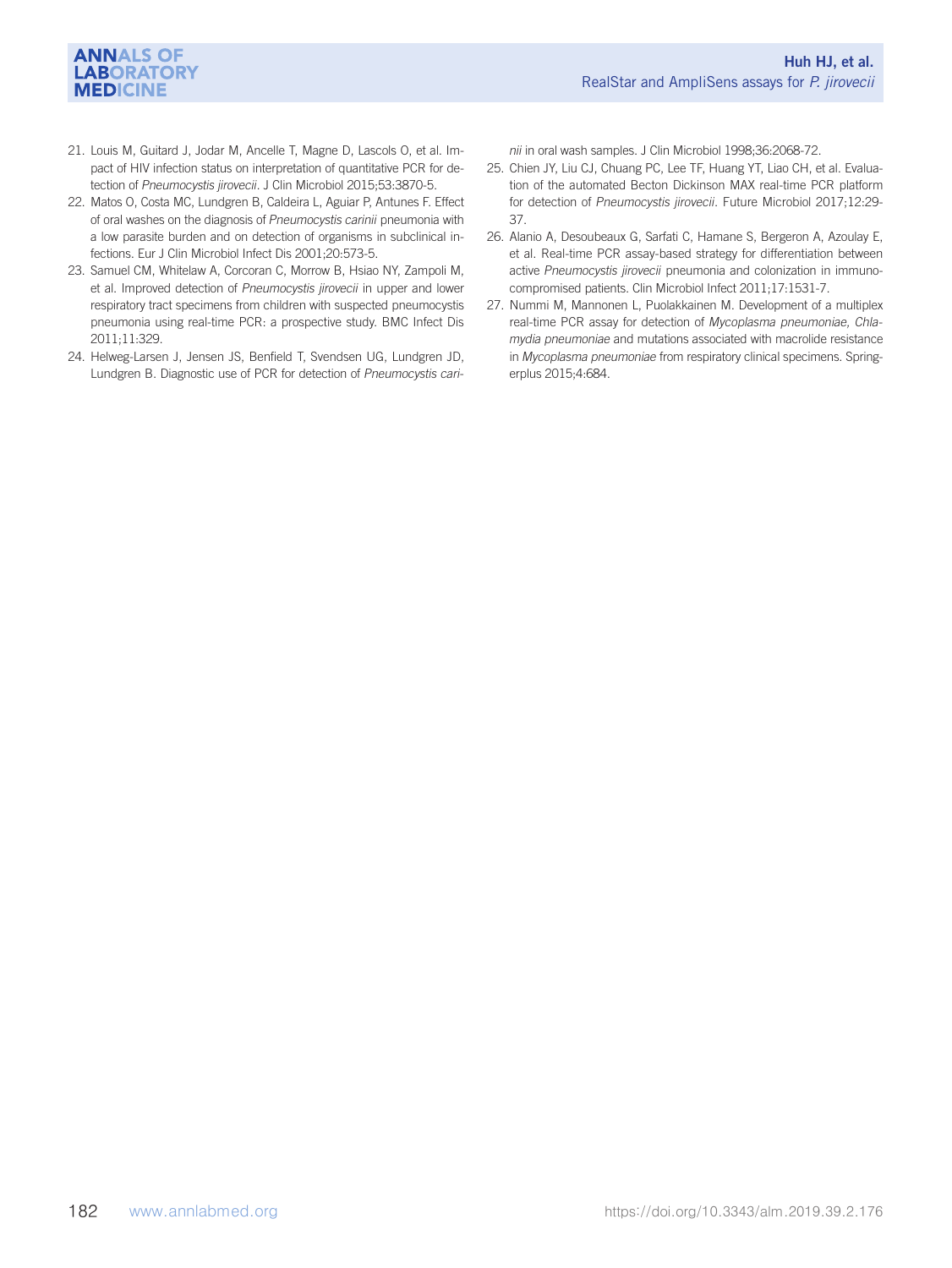21. Louis M, Guitard J, Jodar M, Ancelle T, Magne D, Lascols O, et al. Impact of HIV infection status on interpretation of quantitative PCR for detection of *Pneumocystis jirovecii*. J Clin Microbiol 2015;53:3870-5.
22. Matos O, Costa MC, Lundgren B, Caldeira L, Aguiar P, Antunes F. Effect of oral washes on the diagnosis of *Pneumocystis carinii* pneumonia with a low parasite burden and on detection of organisms in subclinical infections. Eur J Clin Microbiol Infect Dis 2001;20:573-5.
23. Samuel CM, Whitelaw A, Corcoran C, Morrow B, Hsiao NY, Zampoli M, et al. Improved detection of *Pneumocystis jirovecii* in upper and lower respiratory tract specimens from children with suspected pneumocystis pneumonia using real-time PCR: a prospective study. BMC Infect Dis 2011;11:329.
24. Helweg-Larsen J, Jensen JS, Benfield T, Svendsen UG, Lundgren JD, Lundgren B. Diagnostic use of PCR for detection of *Pneumocystis carinii* in oral wash samples. J Clin Microbiol 1998;36:2068-72.
25. Chien JY, Liu CJ, Chuang PC, Lee TF, Huang YT, Liao CH, et al. Evaluation of the automated Becton Dickinson MAX real-time PCR platform for detection of *Pneumocystis jirovecii*. Future Microbiol 2017;12:29-37.
26. Alanio A, Desoubeaux G, Sarfati C, Hamane S, Bergeron A, Azoulay E, et al. Real-time PCR assay-based strategy for differentiation between active *Pneumocystis jirovecii* pneumonia and colonization in immunocompromised patients. Clin Microbiol Infect 2011;17:1531-7.
27. Nummi M, Mannonen L, Puolakkainen M. Development of a multiplex real-time PCR assay for detection of *Mycoplasma pneumoniae, Chlamydia pneumoniae* and mutations associated with macrolide resistance in *Mycoplasma pneumoniae* from respiratory clinical specimens. Springerplus 2015;4:684.